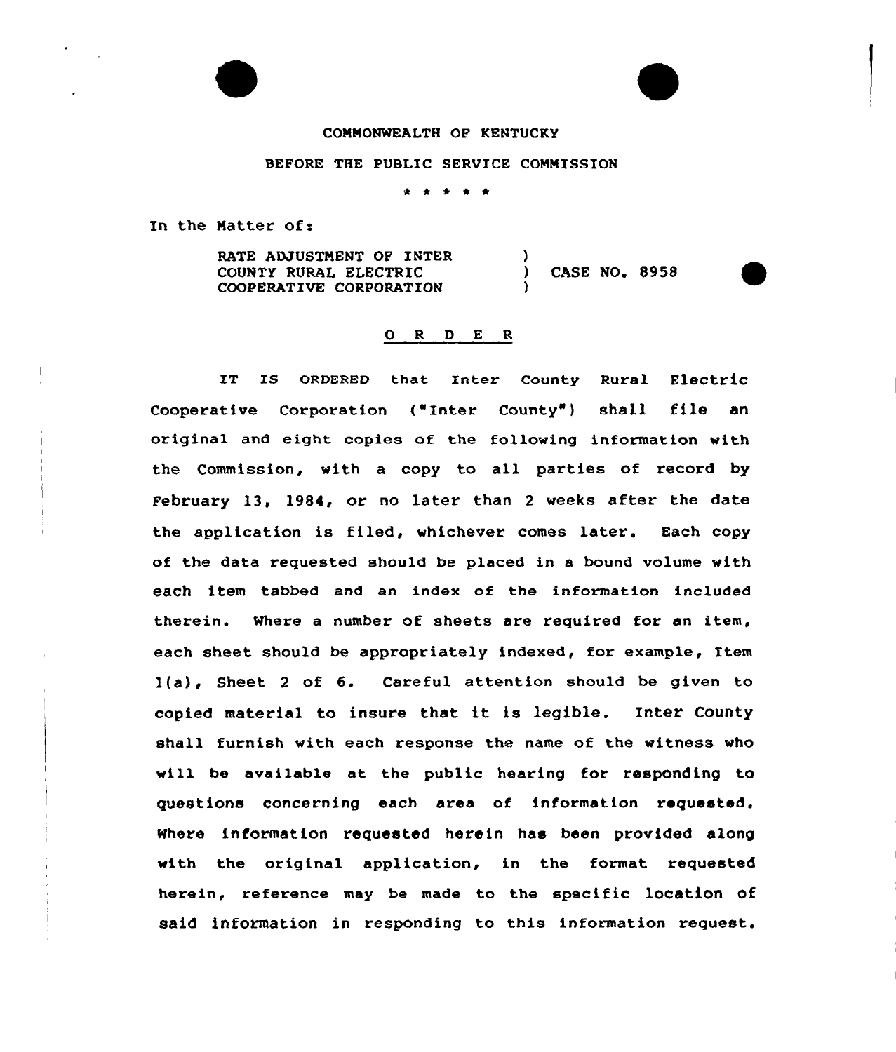COMMONWEALTH OF KENTUCKY

BEFORE THE PUBLIC SERVICE COMMISSION

\* \* \* \* \*

In the Matter of:

| | | |
|---|---|---|
| RATE ADJUSTMENT OF INTER | ) | |
| COUNTY RURAL ELECTRIC | ) | CASE NO. 8958 |
| COOPERATIVE CORPORATION | ) | |

## O R D E R

IT IS ORDERED that Inter County Rural Electric Cooperative Corporation ("Inter County") shall file an original and eight copies of the following information with the Commission, with a copy to all parties of record by February 13, 1984, or no later than 2 weeks after the date the application is filed, whichever comes later. Each copy of the data requested should be placed in a bound volume with each item tabbed and an index of the information included therein. Where a number of sheets are required for an item, each sheet should be appropriately indexed, for example, Item 1(a), Sheet 2 of 6. Careful attention should be given to copied material to insure that it is legible. Inter County shall furnish with each response the name of the witness who will be available at the public hearing for responding to questions concerning each area of information requested. Where information requested herein has been provided along with the original application, in the format requested herein, reference may be made to the specific location of said information in responding to this information request.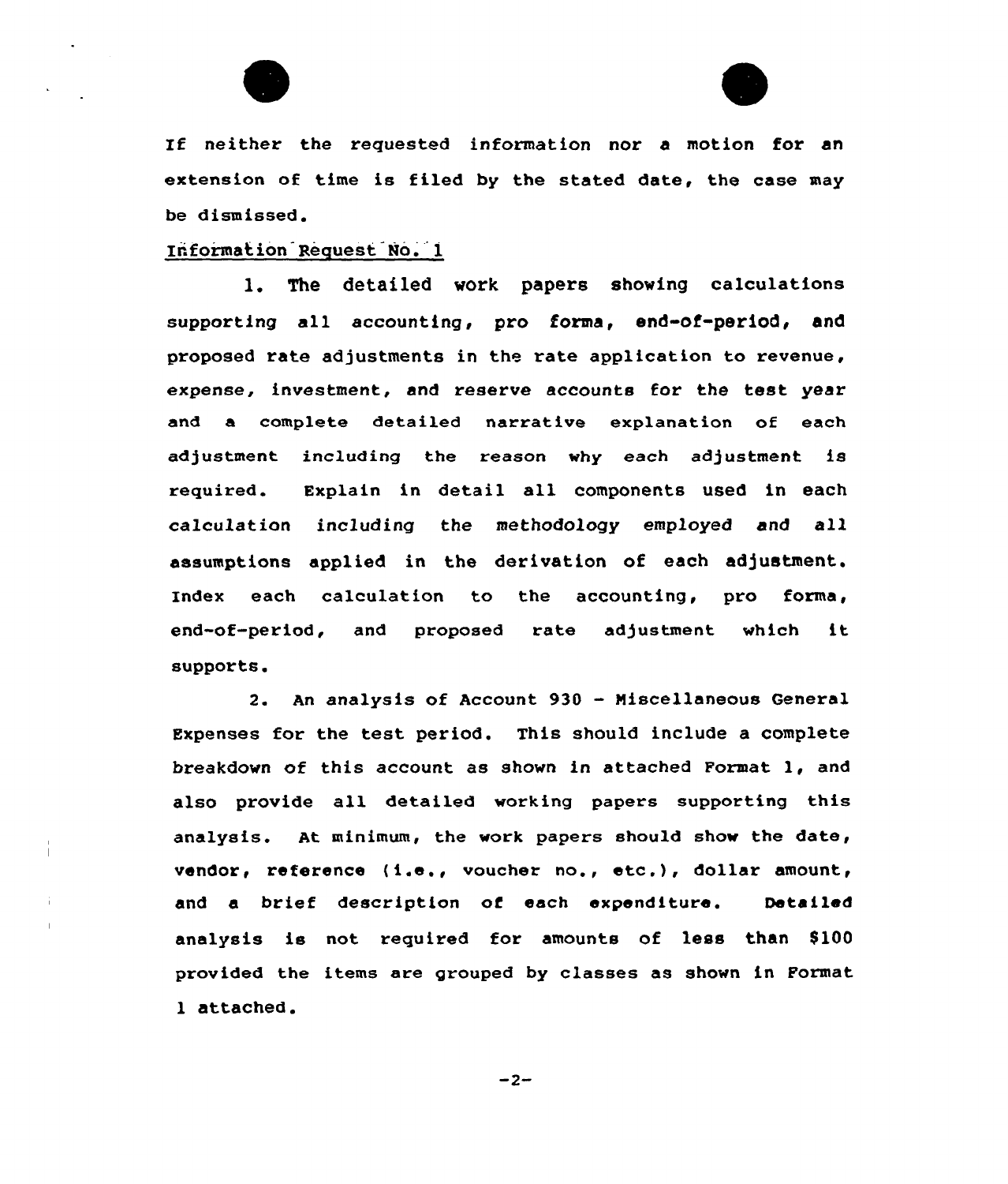If neither the requested information nor a motion for an extension of time is filed by the stated date, the case may be dismissed.

Information Request No. 1

1. The detailed work papers showing calculations supporting all accounting, pro forma, end-of-period, and proposed rate adjustments in the rate application to revenue, expense, investment, and reserve accounts for the test year and a complete detailed narrative explanation of each adjustment including the reason why each adjustment is required. Explain in detail all components used in each calculation including the methodology employed and all assumptions applied in the derivation of each adjustment. Index each calculation to the accounting, pro forma, end-of-period, and proposed rate adjustment which it supports.

2. An analysis of Account 930 - Miscellaneous General Expenses for the test period. This should include a complete breakdown of this account as shown in attached Format 1, and also provide all detailed working papers supporting this analysis. At minimum, the work papers should show the date, vendor, reference (i.e., voucher no., etc.), dollar amount, and a brief description of each expenditure. Detailed analysis is not required for amounts of less than $100 provided the items are grouped by classes as shown in Format 1 attached.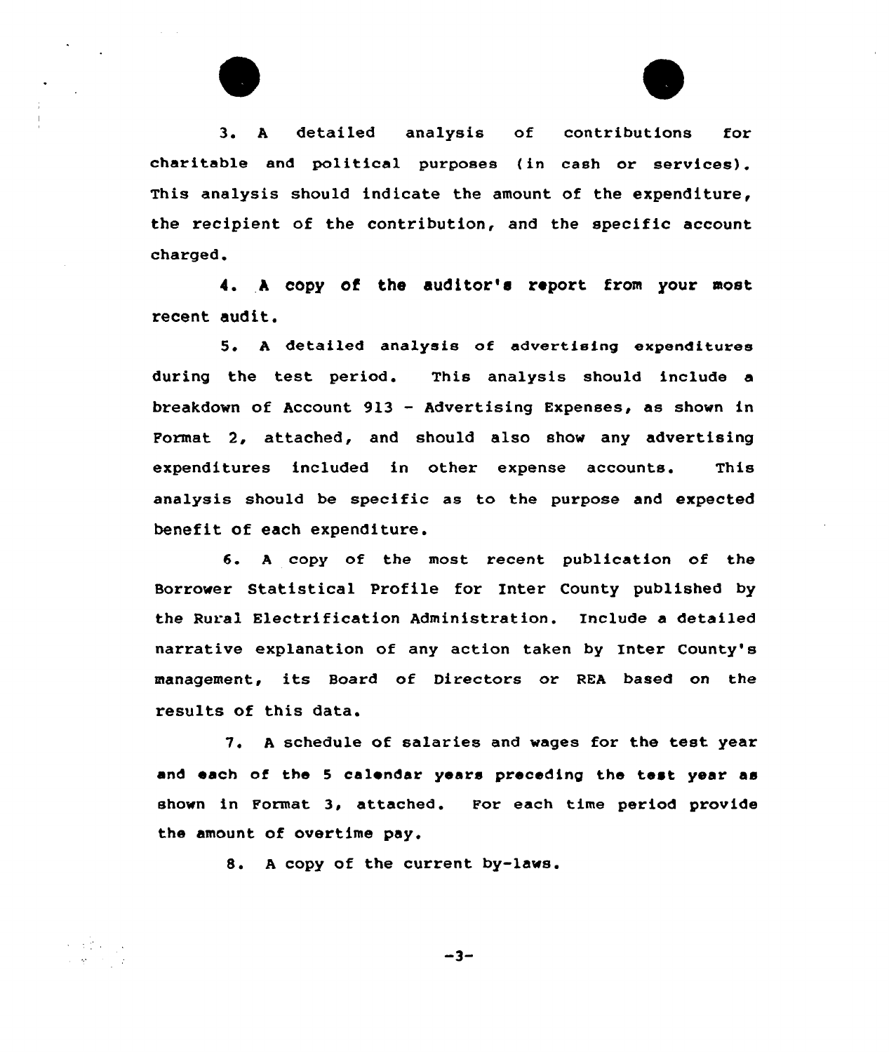3. A detailed analysis of contributions for charitable and political purposes (in cash or services). This analysis should indicate the amount of the expenditure, the recipient of the contribution, and the specific account charged.

4. A copy of the auditor's report from your most recent audit.

5. A detailed analysis of advertising expenditures during the test period. This analysis should include a breakdown of Account 913 - Advertising Expenses, as shown in Format 2, attached, and should also show any advertising expenditures included in other expense accounts. This analysis should be specific as to the purpose and expected benefit of each expenditure.

6. A copy of the most recent publication of the Borrower Statistical Profile for Inter County published by the Rural Electrification Administration. Include a detailed narrative explanation of any action taken by Inter County's management, its Board of Directors or REA based on the results of this data.

7. A schedule of salaries and wages for the test year and each of the 5 calendar years preceding the test year as shown in Format 3, attached. For each time period provide the amount of overtime pay.

8. A copy of the current by-laws.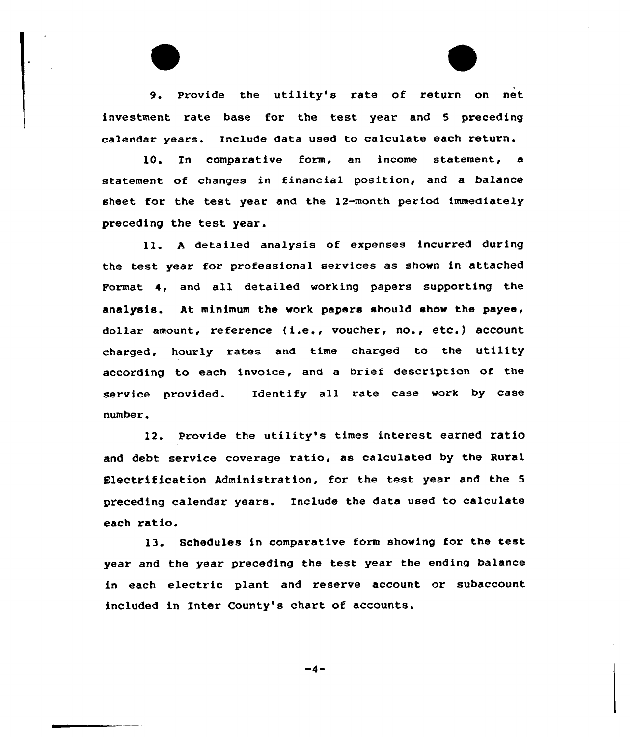9. Provide the utility's rate of return on net investment rate base for the test year and 5 preceding calendar years. Include data used to calculate each return.

10. In comparative form, an income statement, a statement of changes in financial position, and a balance sheet for the test year and the 12-month period immediately preceding the test year.

11. A detailed analysis of expenses incurred during the test year for professional services as shown in attached Format 4, and all detailed working papers supporting the analysis. At minimum the work papers should show the payee, dollar amount, reference (i.e., voucher, no., etc.) account charged, hourly rates and time charged to the utility according to each invoice, and a brief description of the service provided. Identify all rate case work by case number.

12. Provide the utility's times interest earned ratio and debt service coverage ratio, as calculated by the Rural Electrification Administration, for the test year and the 5 preceding calendar years. Include the data used to calculate each ratio.

13. Schedules in comparative form showing for the test year and the year preceding the test year the ending balance in each electric plant and reserve account or subaccount included in Inter County's chart of accounts.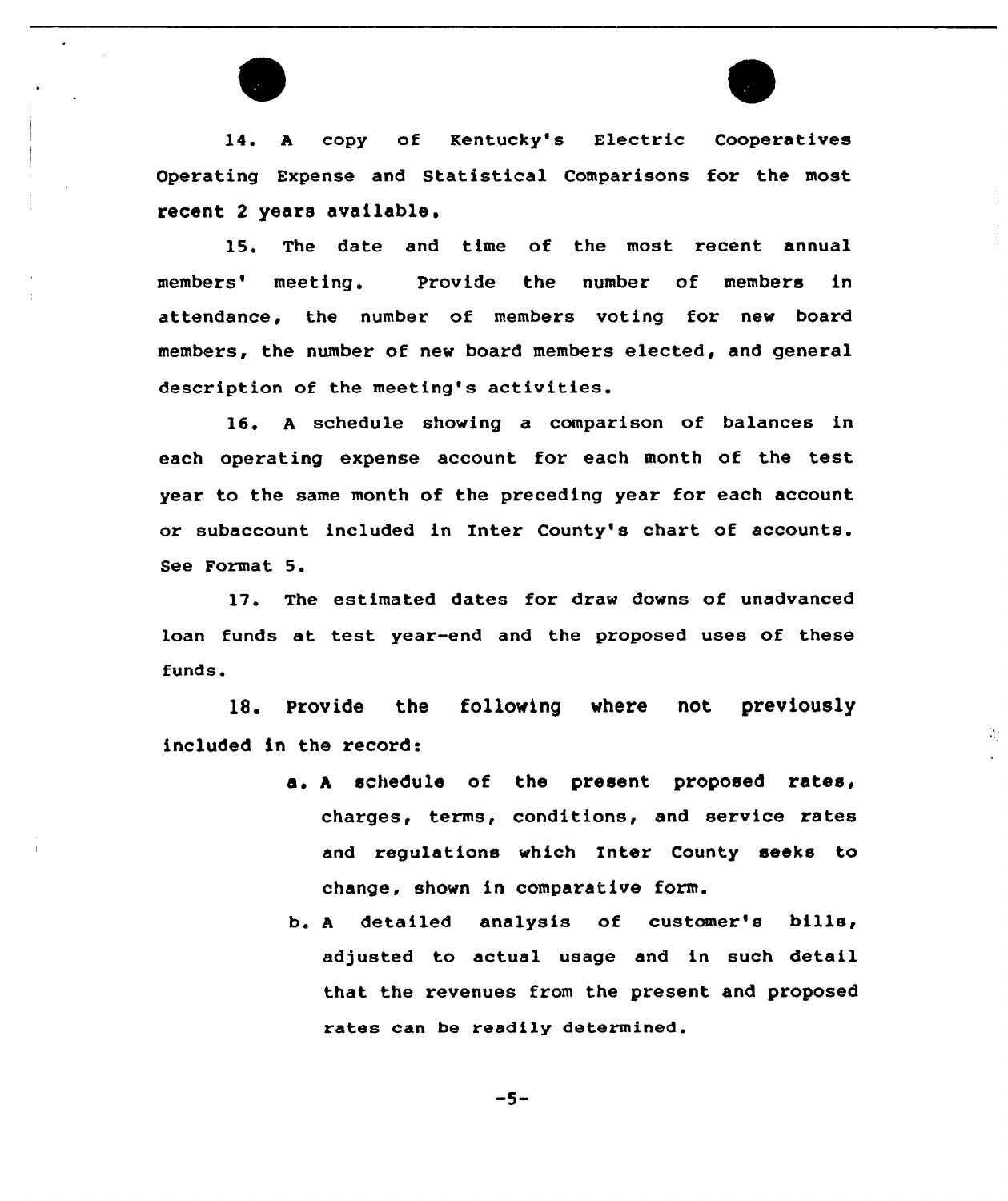14. A copy of Kentucky's Electric Cooperatives Operating Expense and Statistical Comparisons for the most recent 2 years available.

15. The date and time of the most recent annual members' meeting. Provide the number of members in attendance, the number of members voting for new board members, the number of new board members elected, and general description of the meeting's activities.

16. A schedule showing a comparison of balances in each operating expense account for each month of the test year to the same month of the preceding year for each account or subaccount included in Inter County's chart of accounts. See Format 5.

17. The estimated dates for draw downs of unadvanced loan funds at test year-end and the proposed uses of these funds.

18. Provide the following where not previously included in the record:

   a. A schedule of the present proposed rates, charges, terms, conditions, and service rates and regulations which Inter County seeks to change, shown in comparative form.

   b. A detailed analysis of customer's bills, adjusted to actual usage and in such detail that the revenues from the present and proposed rates can be readily determined.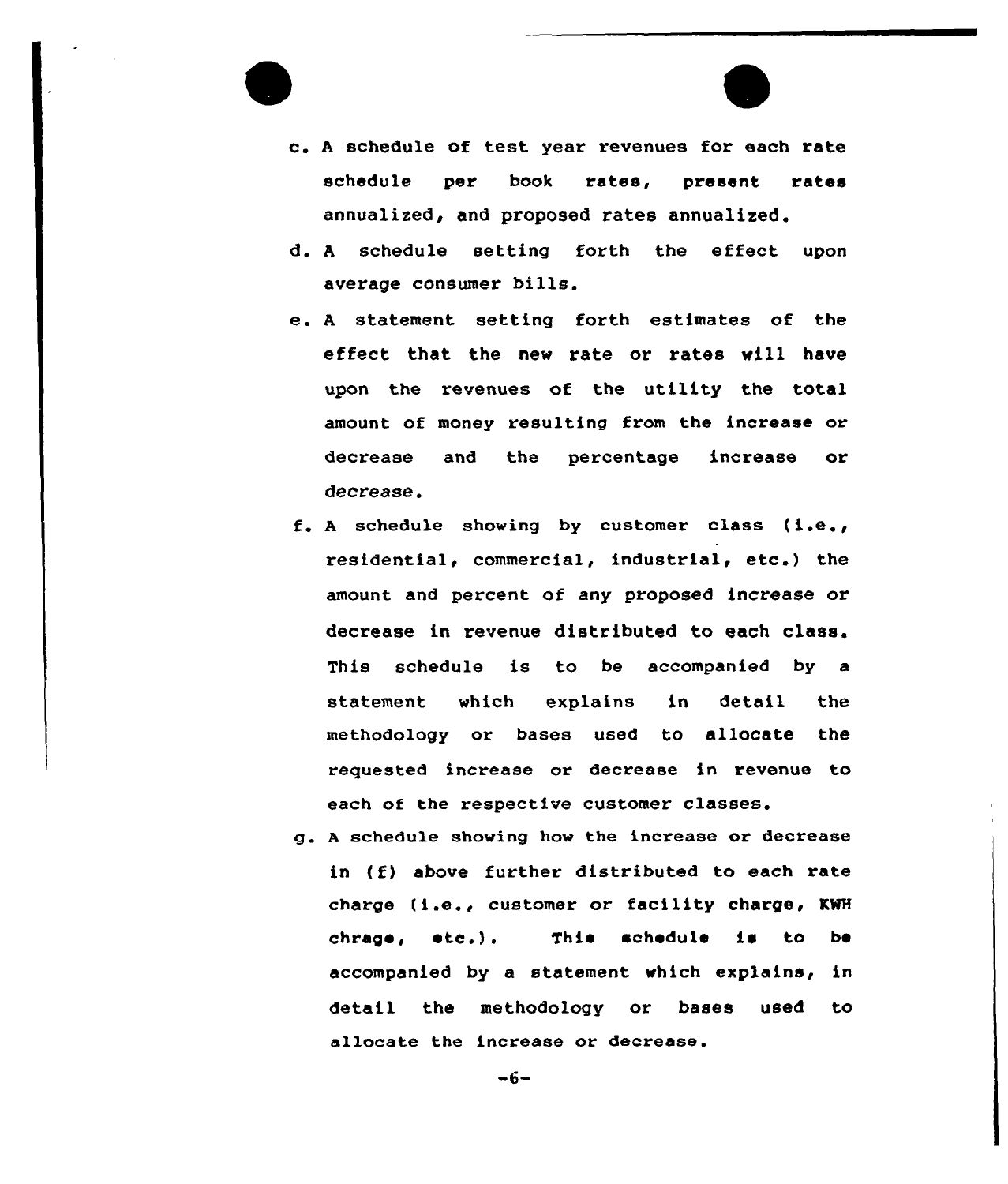c. A schedule of test year revenues for each rate schedule per book rates, present rates annualized, and proposed rates annualized.

d. A schedule setting forth the effect upon average consumer bills.

e. A statement setting forth estimates of the effect that the new rate or rates will have upon the revenues of the utility the total amount of money resulting from the increase or decrease and the percentage increase or decrease.

f. A schedule showing by customer class (i.e., residential, commercial, industrial, etc.) the amount and percent of any proposed increase or decrease in revenue distributed to each class. This schedule is to be accompanied by a statement which explains in detail the methodology or bases used to allocate the requested increase or decrease in revenue to each of the respective customer classes.

g. A schedule showing how the increase or decrease in (f) above further distributed to each rate charge (i.e., customer or facility charge, KWH chrage, etc.). This schedule is to be accompanied by a statement which explains, in detail the methodology or bases used to allocate the increase or decrease.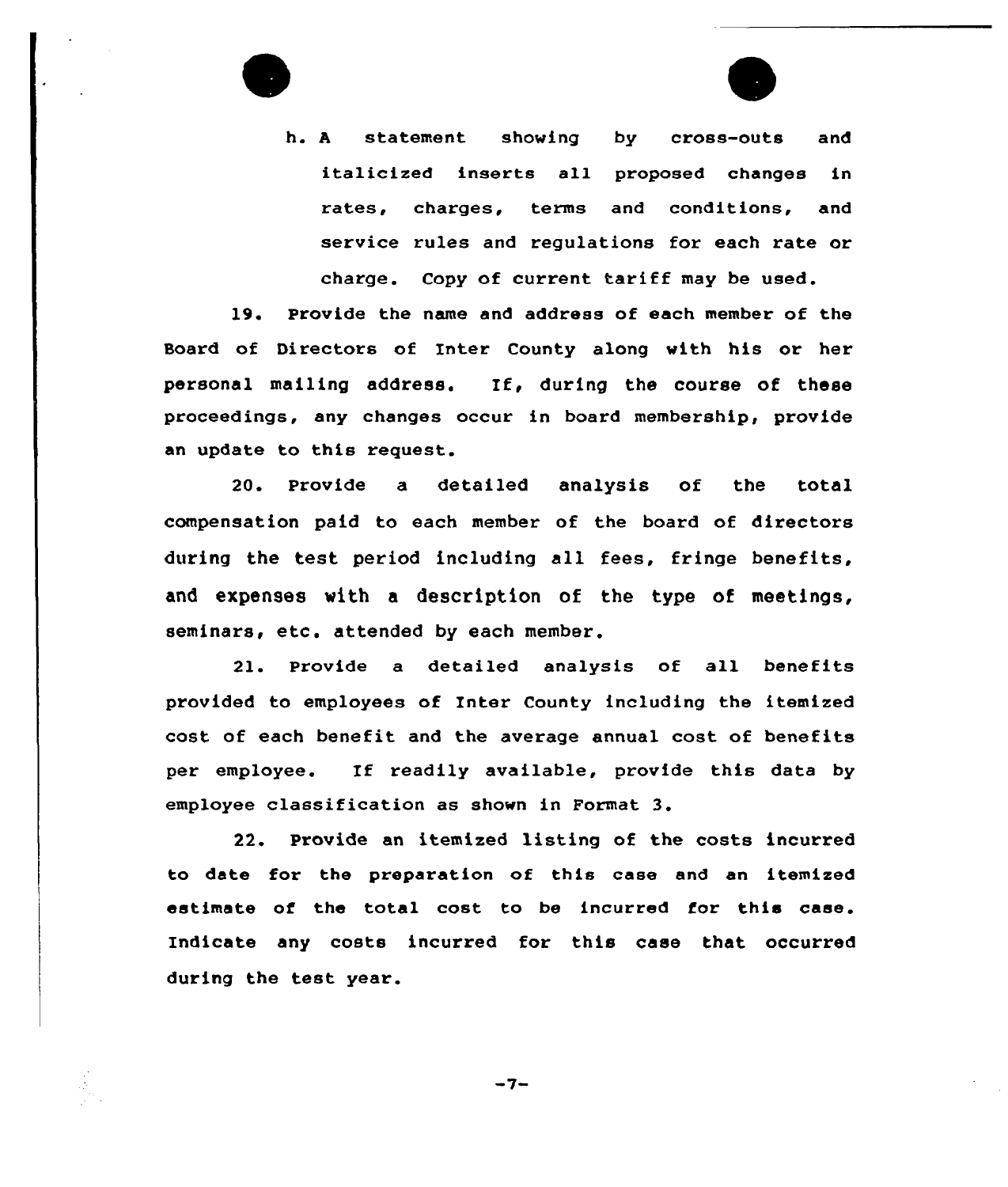h. A statement showing by cross-outs and italicized inserts all proposed changes in rates, charges, terms and conditions, and service rules and regulations for each rate or charge. Copy of current tariff may be used.

19. Provide the name and address of each member of the Board of Directors of Inter County along with his or her personal mailing address. If, during the course of these proceedings, any changes occur in board membership, provide an update to this request.

20. Provide a detailed analysis of the total compensation paid to each member of the board of directors during the test period including all fees, fringe benefits, and expenses with a description of the type of meetings, seminars, etc. attended by each member.

21. Provide a detailed analysis of all benefits provided to employees of Inter County including the itemized cost of each benefit and the average annual cost of benefits per employee. If readily available, provide this data by employee classification as shown in Format 3.

22. Provide an itemized listing of the costs incurred to date for the preparation of this case and an itemized estimate of the total cost to be incurred for this case. Indicate any costs incurred for this case that occurred during the test year.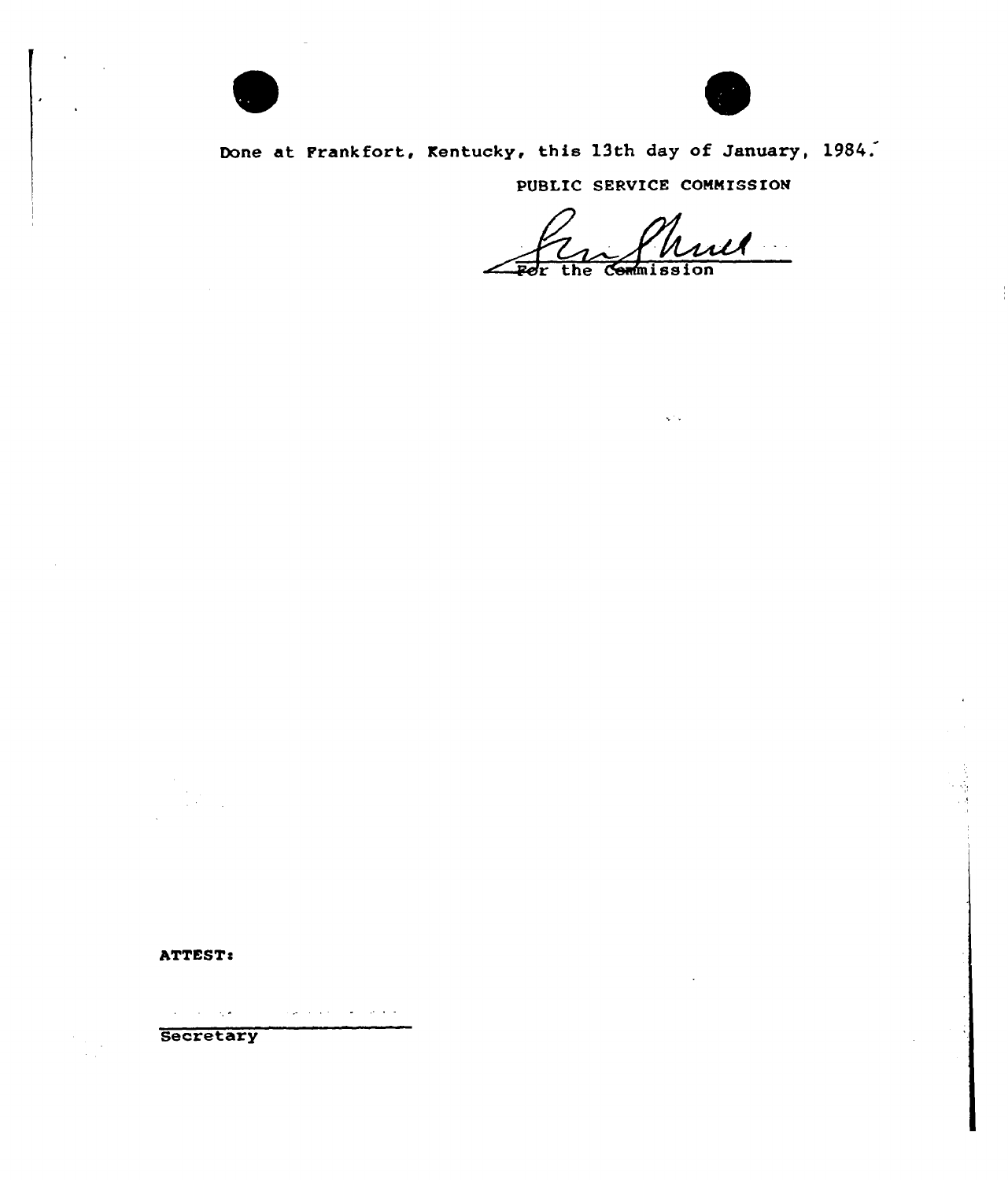Done at Frankfort, Kentucky, this 13th day of January, 1984.

PUBLIC SERVICE COMMISSION

For the Commission

ATTEST:

Secretary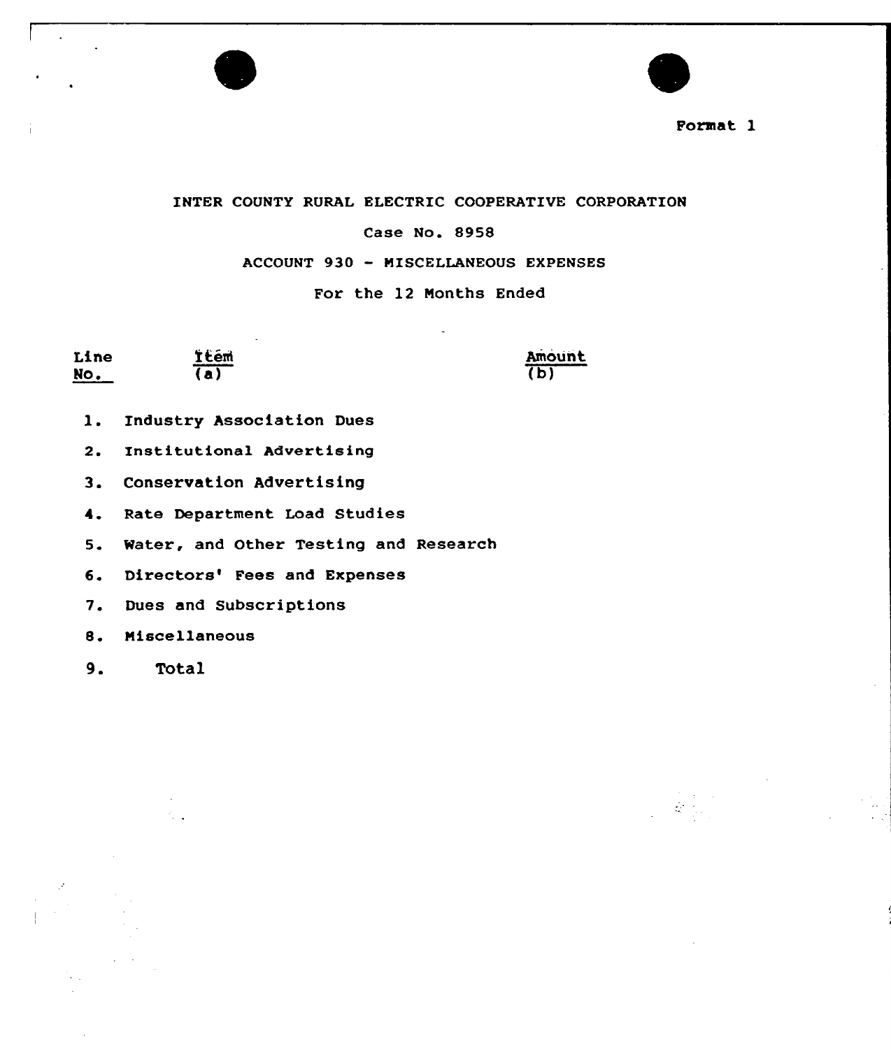Format 1

INTER COUNTY RURAL ELECTRIC COOPERATIVE CORPORATION

Case No. 8958

ACCOUNT 930 - MISCELLANEOUS EXPENSES

For the 12 Months Ended

| Line No. | Item (a) | Amount (b) |
|---|---|---|
| 1. | Industry Association Dues | |
| 2. | Institutional Advertising | |
| 3. | Conservation Advertising | |
| 4. | Rate Department Load Studies | |
| 5. | Water, and Other Testing and Research | |
| 6. | Directors' Fees and Expenses | |
| 7. | Dues and Subscriptions | |
| 8. | Miscellaneous | |
| 9. | Total | |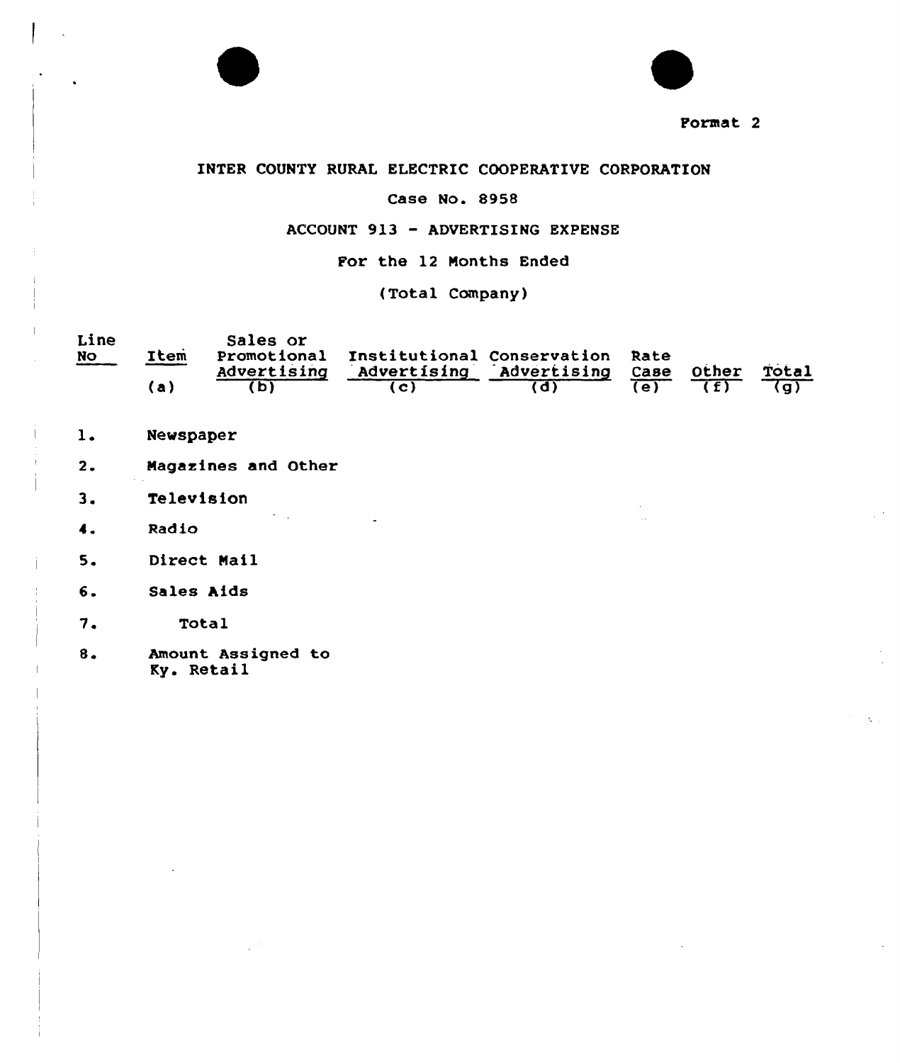Format 2

INTER COUNTY RURAL ELECTRIC COOPERATIVE CORPORATION

Case No. 8958

ACCOUNT 913 - ADVERTISING EXPENSE

For the 12 Months Ended

(Total Company)

| Line No | Item (a) | Sales or Promotional Advertising (b) | Institutional Advertising (c) | Conservation Advertising (d) | Rate Case (e) | Other (f) | Total (g) |
|---|---|---|---|---|---|---|---|
| 1. | Newspaper | | | | | | |
| 2. | Magazines and Other | | | | | | |
| 3. | Television | | | | | | |
| 4. | Radio | | | | | | |
| 5. | Direct Mail | | | | | | |
| 6. | Sales Aids | | | | | | |
| 7. | Total | | | | | | |
| 8. | Amount Assigned to Ky. Retail | | | | | | |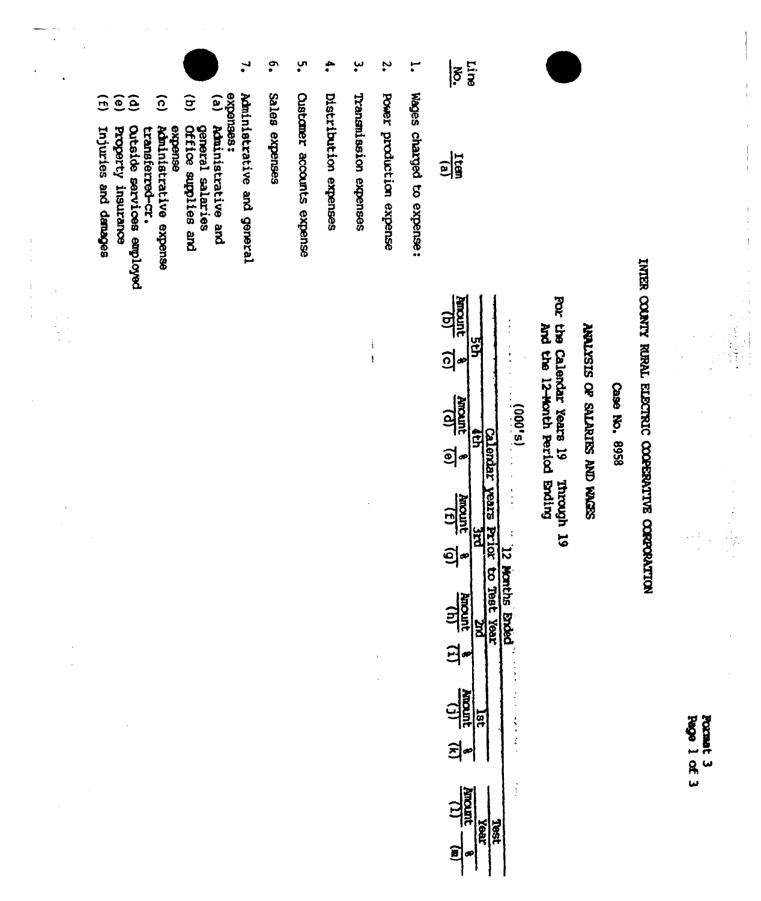INTER COUNTY RURAL ELECTRIC COOPERATIVE CORPORATION

Case No. 8958

ANALYSIS OF SALARIES AND WAGES

For the Calendar Years 19 Through 19
And the 12-Month Period Ending

(000's)

| Line No. | Item (a) | 12 Months Ended — Calendar Years Prior to Test Year — 5th Amount (b) | % (c) | 4th Amount (d) | % (e) | 3rd Amount (f) | % (g) | 2nd Amount (h) | % (i) | 1st Amount (j) | % (k) | Test Year Amount (l) | % (m) |
|---|---|---|---|---|---|---|---|---|---|---|---|---|---|
| 1. | Wages charged to expense: | | | | | | | | | | | | |
| 2. | Power production expense | | | | | | | | | | | | |
| 3. | Transmission expenses | | | | | | | | | | | | |
| 4. | Distribution expenses | | | | | | | | | | | | |
| 5. | Customer accounts expense | | | | | | | | | | | | |
| 6. | Sales expenses | | | | | | | | | | | | |
| 7. | Administrative and general expenses: | | | | | | | | | | | | |
| | (a) Administrative and general salaries | | | | | | | | | | | | |
| | (b) Office supplies and expense | | | | | | | | | | | | |
| | (c) Administrative expense transferred-cr. | | | | | | | | | | | | |
| | (d) Outside services employed | | | | | | | | | | | | |
| | (e) Property insurance | | | | | | | | | | | | |
| | (f) Injuries and damages | | | | | | | | | | | | |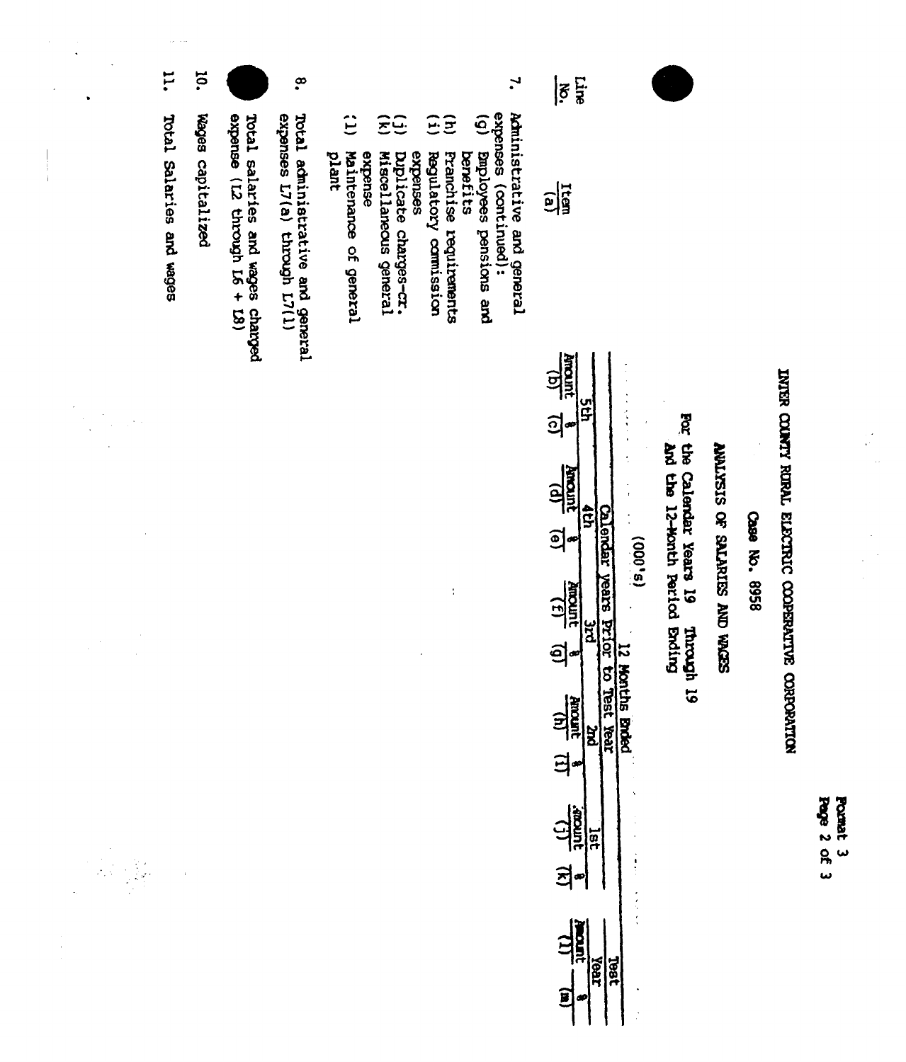# INTER COUNTY RURAL ELECTRIC COOPERATIVE CORPORATION

## Case No. 8958

## ANALYSIS OF SALARIES AND WAGES

For the Calendar Years 19 Through 19
And the 12-Month Period Ending

(000's)

| Line No. | Item (a) | Calendar Years Prior to Test Year | | | | | | | | | | 12 Months Ended Test Year | |
|---|---|---|---|---|---|---|---|---|---|---|---|---|---|
| | | 5th | | 4th | | 3rd | | 2nd | | 1st | | | |
| | | Amount (b) | % (c) | Amount (d) | % (e) | Amount (f) | % (g) | Amount (h) | % (i) | Amount (j) | % (k) | Amount (l) | % (m) |
| 7. | Administrative and general expenses (continued): | | | | | | | | | | | | |
| | (g) Employees pensions and benefits | | | | | | | | | | | | |
| | (h) Franchise requirements | | | | | | | | | | | | |
| | (i) Regulatory commission expenses | | | | | | | | | | | | |
| | (j) Duplicate charges-CR. | | | | | | | | | | | | |
| | (k) Miscellaneous general expense | | | | | | | | | | | | |
| | (l) Maintenance of general plant | | | | | | | | | | | | |
| 8. | Total administrative and general expenses L7(a) through L7(l) | | | | | | | | | | | | |
| 9. | Total salaries and wages charged expense (L2 through L6 + L8) | | | | | | | | | | | | |
| 10. | Wages capitalized | | | | | | | | | | | | |
| 11. | Total Salaries and wages | | | | | | | | | | | | |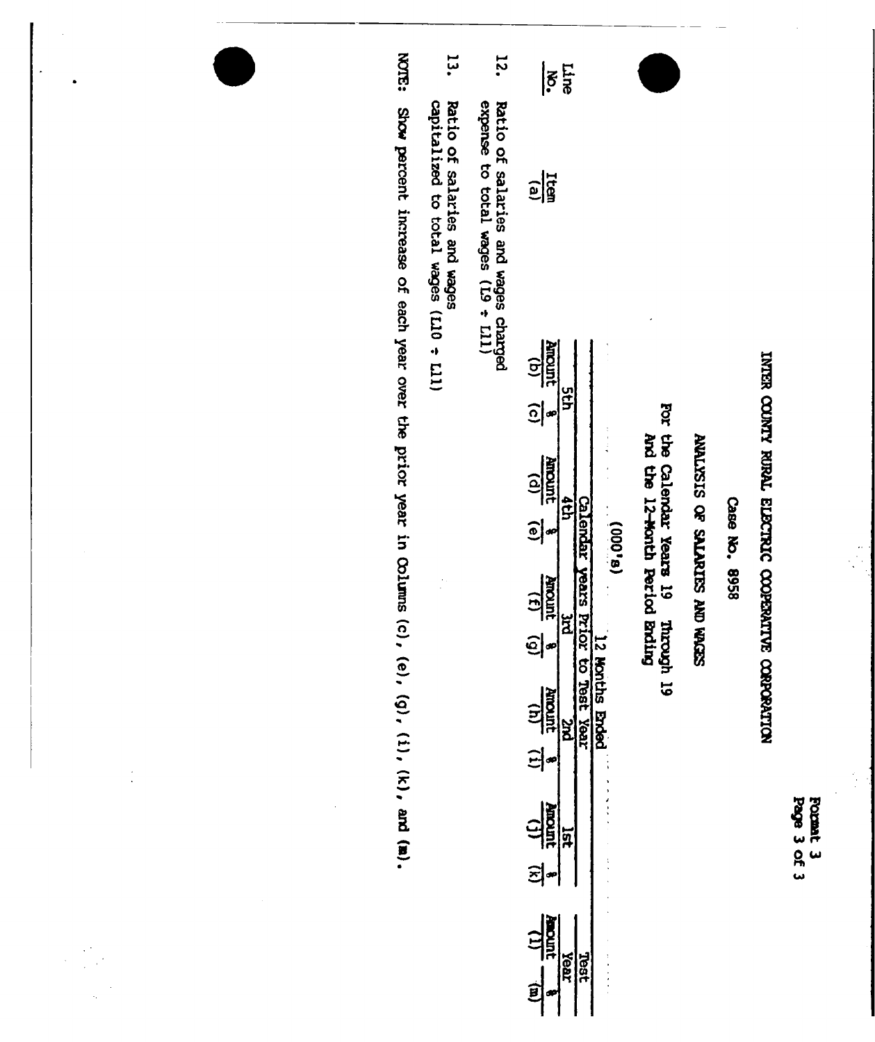Format 3
Page 3 of 3

# INTER COUNTY RURAL ELECTRIC COOPERATIVE CORPORATION

## Case No. 8958

## ANALYSIS OF SALARIES AND WAGES

For the Calendar Years 19   Through 19
And the 12-Month Period Ending

(000's)

| Line No. | Item (a) | 12 Months Ended Calendar Years Prior to Test Year | | | | | | | | | | Test Year | |
|---|---|---|---|---|---|---|---|---|---|---|---|---|---|
| | | 5th | | 4th | | 3rd | | 2nd | | 1st | | | |
| | | Amount (b) | % (c) | Amount (d) | % (e) | Amount (f) | % (g) | Amount (h) | % (i) | Amount (j) | % (k) | Amount (l) | % (m) |
| 12. | Ratio of salaries and wages charged expense to total wages (L9 ÷ L11) | | | | | | | | | | | | |
| 13. | Ratio of salaries and wages capitalized to total wages (L10 ÷ L11) | | | | | | | | | | | | |

NOTE: Show percent increase of each year over the prior year in Columns (c), (e), (g), (i), (k), and (m).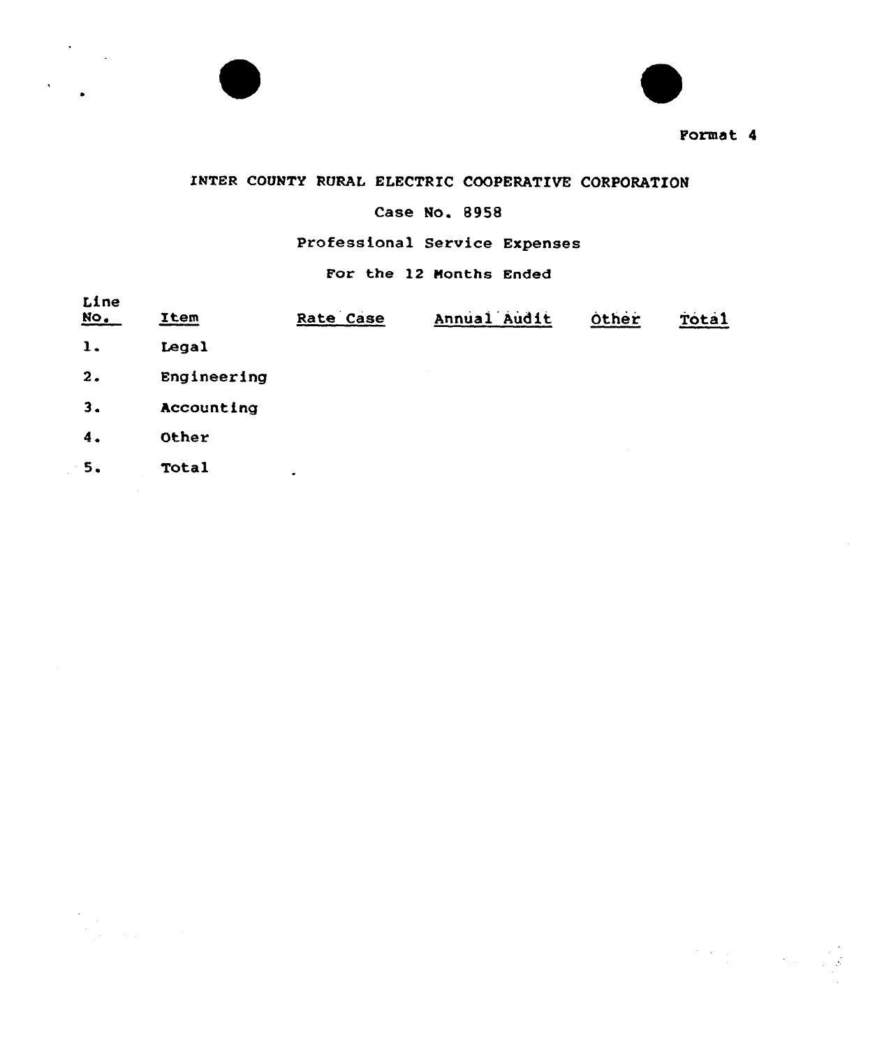Format 4

INTER COUNTY RURAL ELECTRIC COOPERATIVE CORPORATION

Case No. 8958

Professional Service Expenses

For the 12 Months Ended

| Line No. | Item | Rate Case | Annual Audit | Other | Total |
|---|---|---|---|---|---|
| 1. | Legal | | | | |
| 2. | Engineering | | | | |
| 3. | Accounting | | | | |
| 4. | Other | | | | |
| 5. | Total | | | | |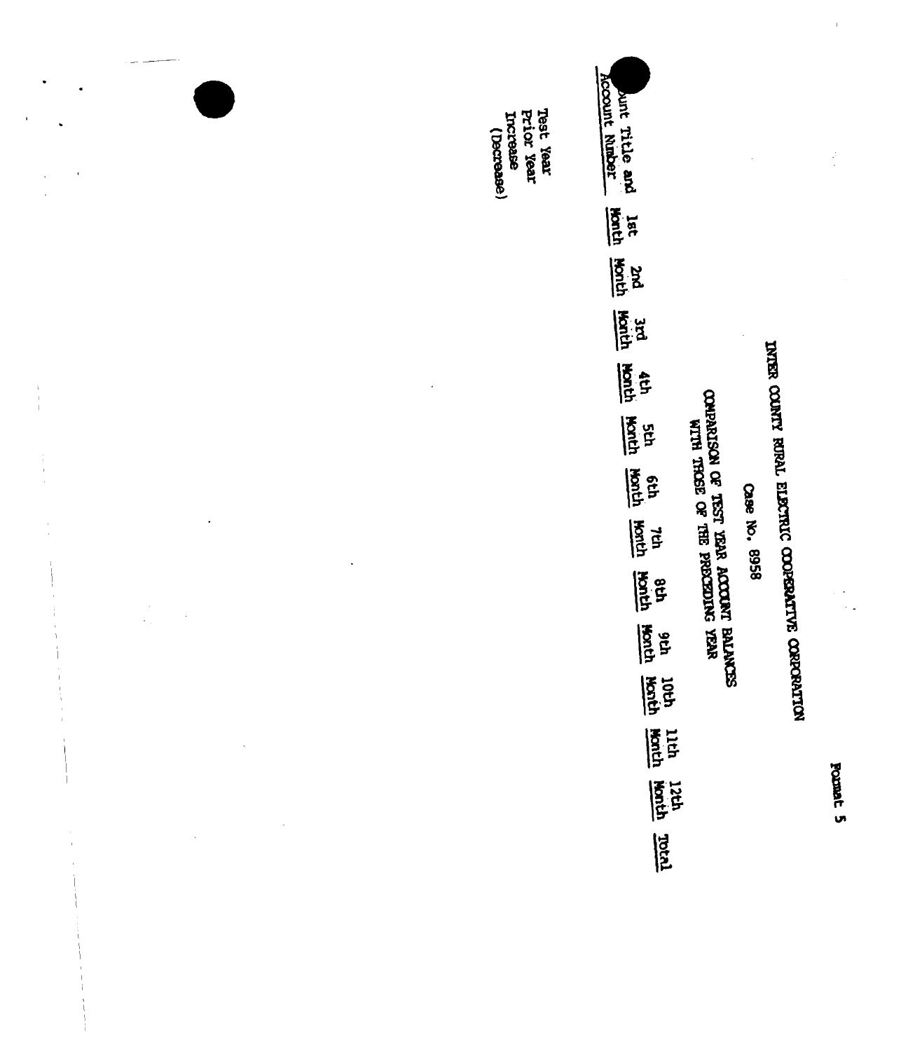Format 5

# INTER COUNTY RURAL ELECTRIC COOPERATIVE CORPORATION

Case No. 8958

## COMPARISON OF TEST YEAR ACCOUNT BALANCES WITH THOSE OF THE PRECEDING YEAR

| Account Title and Account Number | 1st Month | 2nd Month | 3rd Month | 4th Month | 5th Month | 6th Month | 7th Month | 8th Month | 9th Month | 10th Month | 11th Month | 12th Month | Total |
|---|---|---|---|---|---|---|---|---|---|---|---|---|---|
| Test Year | | | | | | | | | | | | | |
| Prior Year | | | | | | | | | | | | | |
| Increase (Decrease) | | | | | | | | | | | | | |